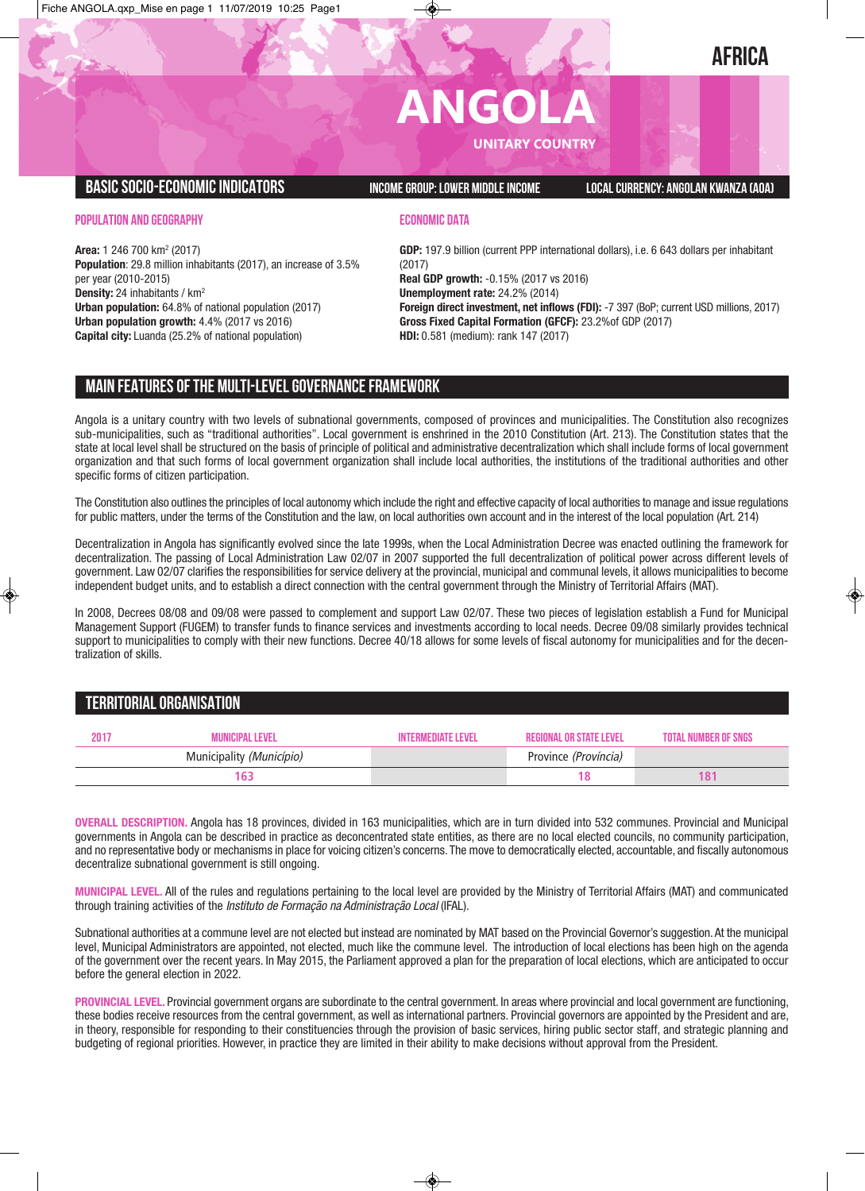AFRICA

# ANGOLA

UNITARY COUNTRY

## BASIC SOCIO-ECONOMIC INDICATORS

INCOME GROUP: LOWER MIDDLE INCOME

LOCAL CURRENCY: ANGOLAN KWANZA (AOA)

### POPULATION AND GEOGRAPHY

**Area:** 1 246 700 km[2] (2017)
**Population**: 29.8 million inhabitants (2017), an increase of 3.5% per year (2010-2015)
**Density:** 24 inhabitants / km[2]
**Urban population:** 64.8% of national population (2017)
**Urban population growth:** 4.4% (2017 vs 2016)
**Capital city:** Luanda (25.2% of national population)

### ECONOMIC DATA

**GDP:** 197.9 billion (current PPP international dollars), i.e. 6 643 dollars per inhabitant (2017)
**Real GDP growth:** -0.15% (2017 vs 2016)
**Unemployment rate:** 24.2% (2014)
**Foreign direct investment, net inflows (FDI):** -7 397 (BoP; current USD millions, 2017)
**Gross Fixed Capital Formation (GFCF):** 23.2%of GDP (2017)
**HDI:** 0.581 (medium): rank 147 (2017)

## MAIN FEATURES OF THE MULTI-LEVEL GOVERNANCE FRAMEWORK

Angola is a unitary country with two levels of subnational governments, composed of provinces and municipalities. The Constitution also recognizes sub-municipalities, such as "traditional authorities". Local government is enshrined in the 2010 Constitution (Art. 213). The Constitution states that the state at local level shall be structured on the basis of principle of political and administrative decentralization which shall include forms of local government organization and that such forms of local government organization shall include local authorities, the institutions of the traditional authorities and other specific forms of citizen participation.

The Constitution also outlines the principles of local autonomy which include the right and effective capacity of local authorities to manage and issue regulations for public matters, under the terms of the Constitution and the law, on local authorities own account and in the interest of the local population (Art. 214)

Decentralization in Angola has significantly evolved since the late 1999s, when the Local Administration Decree was enacted outlining the framework for decentralization. The passing of Local Administration Law 02/07 in 2007 supported the full decentralization of political power across different levels of government. Law 02/07 clarifies the responsibilities for service delivery at the provincial, municipal and communal levels, it allows municipalities to become independent budget units, and to establish a direct connection with the central government through the Ministry of Territorial Affairs (MAT).

In 2008, Decrees 08/08 and 09/08 were passed to complement and support Law 02/07. These two pieces of legislation establish a Fund for Municipal Management Support (FUGEM) to transfer funds to finance services and investments according to local needs. Decree 09/08 similarly provides technical support to municipalities to comply with their new functions. Decree 40/18 allows for some levels of fiscal autonomy for municipalities and for the decentralization of skills.

## TERRITORIAL ORGANISATION

| 2017 | MUNICIPAL LEVEL | INTERMEDIATE LEVEL | REGIONAL OR STATE LEVEL | TOTAL NUMBER OF SNGS |
|---|---|---|---|---|
| | Municipality *(Município)* | | Province *(Província)* | |
| | 163 | | 18 | 181 |

**OVERALL DESCRIPTION.** Angola has 18 provinces, divided in 163 municipalities, which are in turn divided into 532 communes. Provincial and Municipal governments in Angola can be described in practice as deconcentrated state entities, as there are no local elected councils, no community participation, and no representative body or mechanisms in place for voicing citizen's concerns. The move to democratically elected, accountable, and fiscally autonomous decentralize subnational government is still ongoing.

**MUNICIPAL LEVEL.** All of the rules and regulations pertaining to the local level are provided by the Ministry of Territorial Affairs (MAT) and communicated through training activities of the *Instituto de Formação na Administração Local* (IFAL).

Subnational authorities at a commune level are not elected but instead are nominated by MAT based on the Provincial Governor's suggestion. At the municipal level, Municipal Administrators are appointed, not elected, much like the commune level. The introduction of local elections has been high on the agenda of the government over the recent years. In May 2015, the Parliament approved a plan for the preparation of local elections, which are anticipated to occur before the general election in 2022.

**PROVINCIAL LEVEL.** Provincial government organs are subordinate to the central government. In areas where provincial and local government are functioning, these bodies receive resources from the central government, as well as international partners. Provincial governors are appointed by the President and are, in theory, responsible for responding to their constituencies through the provision of basic services, hiring public sector staff, and strategic planning and budgeting of regional priorities. However, in practice they are limited in their ability to make decisions without approval from the President.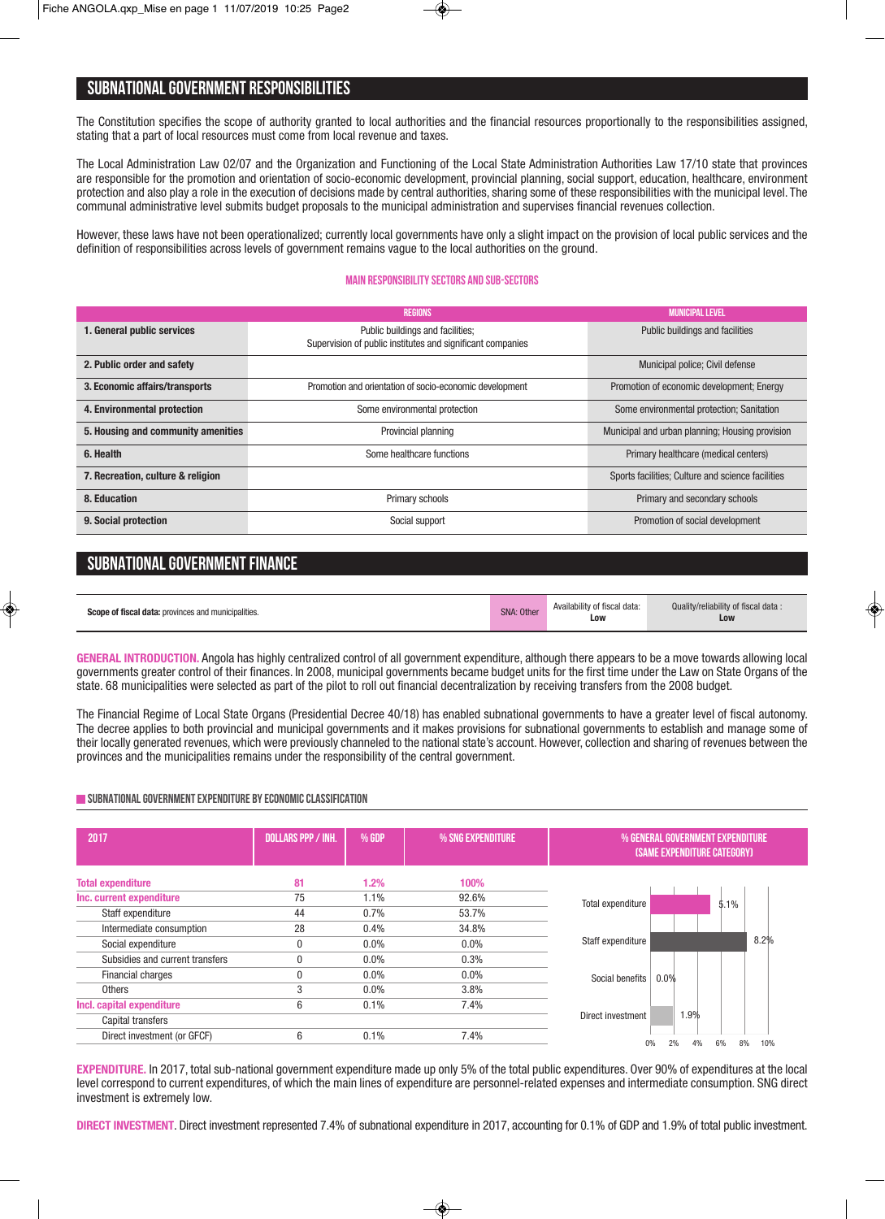## SUBNATIONAL GOVERNMENT RESPONSIBILITIES

The Constitution specifies the scope of authority granted to local authorities and the financial resources proportionally to the responsibilities assigned, stating that a part of local resources must come from local revenue and taxes.

The Local Administration Law 02/07 and the Organization and Functioning of the Local State Administration Authorities Law 17/10 state that provinces are responsible for the promotion and orientation of socio-economic development, provincial planning, social support, education, healthcare, environment protection and also play a role in the execution of decisions made by central authorities, sharing some of these responsibilities with the municipal level. The communal administrative level submits budget proposals to the municipal administration and supervises financial revenues collection.

However, these laws have not been operationalized; currently local governments have only a slight impact on the provision of local public services and the definition of responsibilities across levels of government remains vague to the local authorities on the ground.

### MAIN RESPONSIBILITY SECTORS AND SUB-SECTORS

| | REGIONS | MUNICIPAL LEVEL |
|---|---|---|
| **1. General public services** | Public buildings and facilities; Supervision of public institutes and significant companies | Public buildings and facilities |
| **2. Public order and safety** | | Municipal police; Civil defense |
| **3. Economic affairs/transports** | Promotion and orientation of socio-economic development | Promotion of economic development; Energy |
| **4. Environmental protection** | Some environmental protection | Some environmental protection; Sanitation |
| **5. Housing and community amenities** | Provincial planning | Municipal and urban planning; Housing provision |
| **6. Health** | Some healthcare functions | Primary healthcare (medical centers) |
| **7. Recreation, culture & religion** | | Sports facilities; Culture and science facilities |
| **8. Education** | Primary schools | Primary and secondary schools |
| **9. Social protection** | Social support | Promotion of social development |

## SUBNATIONAL GOVERNMENT FINANCE

| **Scope of fiscal data:** provinces and municipalities. | SNA: Other | Availability of fiscal data: **Low** | Quality/reliability of fiscal data : **Low** |
|---|---|---|---|

**GENERAL INTRODUCTION.** Angola has highly centralized control of all government expenditure, although there appears to be a move towards allowing local governments greater control of their finances. In 2008, municipal governments became budget units for the first time under the Law on State Organs of the state. 68 municipalities were selected as part of the pilot to roll out financial decentralization by receiving transfers from the 2008 budget.

The Financial Regime of Local State Organs (Presidential Decree 40/18) has enabled subnational governments to have a greater level of fiscal autonomy. The decree applies to both provincial and municipal governments and it makes provisions for subnational governments to establish and manage some of their locally generated revenues, which were previously channeled to the national state's account. However, collection and sharing of revenues between the provinces and the municipalities remains under the responsibility of the central government.

### SUBNATIONAL GOVERNMENT EXPENDITURE BY ECONOMIC CLASSIFICATION

| 2017 | DOLLARS PPP / INH. | % GDP | % SNG EXPENDITURE |
|---|---|---|---|
| **Total expenditure** | **81** | **1.2%** | **100%** |
| **Inc. current expenditure** | 75 | 1.1% | 92.6% |
| Staff expenditure | 44 | 0.7% | 53.7% |
| Intermediate consumption | 28 | 0.4% | 34.8% |
| Social expenditure | 0 | 0.0% | 0.0% |
| Subsidies and current transfers | 0 | 0.0% | 0.3% |
| Financial charges | 0 | 0.0% | 0.0% |
| Others | 3 | 0.0% | 3.8% |
| **Incl. capital expenditure** | 6 | 0.1% | 7.4% |
| Capital transfers | | | |
| Direct investment (or GFCF) | 6 | 0.1% | 7.4% |

% GENERAL GOVERNMENT EXPENDITURE (SAME EXPENDITURE CATEGORY)

| Category | % |
|---|---|
| Total expenditure | 5.1% |
| Staff expenditure | 8.2% |
| Social benefits | 0.0% |
| Direct investment | 1.9% |

**EXPENDITURE.** In 2017, total sub-national government expenditure made up only 5% of the total public expenditures. Over 90% of expenditures at the local level correspond to current expenditures, of which the main lines of expenditure are personnel-related expenses and intermediate consumption. SNG direct investment is extremely low.

**DIRECT INVESTMENT.** Direct investment represented 7.4% of subnational expenditure in 2017, accounting for 0.1% of GDP and 1.9% of total public investment.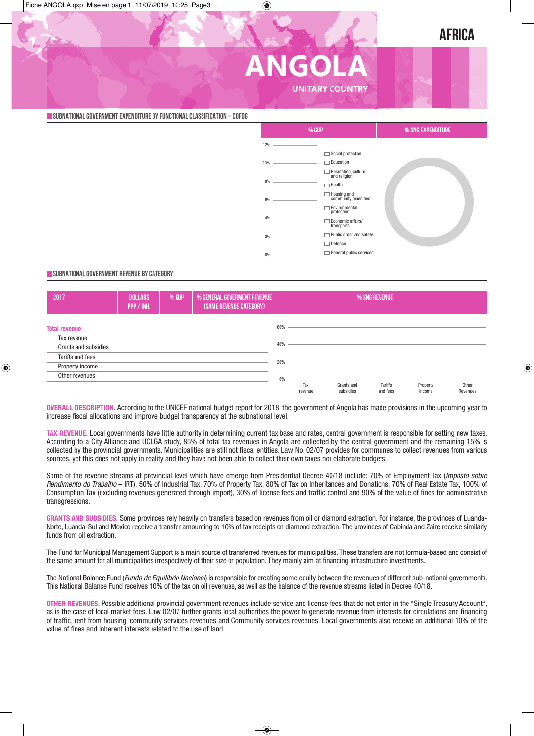# ANGOLA

AFRICA

UNITARY COUNTRY

## SUBNATIONAL GOVERNMENT EXPENDITURE BY FUNCTIONAL CLASSIFICATION – COFOG

| % GDP | % SNG EXPENDITURE |
|---|---|

- Social protection
- Education
- Recreation, culture and religion
- Health
- Housing and community amenities
- Environmental protection
- Economic affairs/transports
- Public order and safety
- Defence
- General public services

## SUBNATIONAL GOVERNMENT REVENUE BY CATEGORY

| 2017 | DOLLARS PPP / INH. | % GDP | % GENERAL GOVERMENT REVENUE (SAME REVENUE CATEGORY) |
|---|---|---|---|
| **Total revenue** | | | |
| Tax revenue | | | |
| Grants and subsidies | | | |
| Tariffs and fees | | | |
| Property income | | | |
| Other revenues | | | |

% SNG REVENUE: Tax revenue, Grants and subsidies, Tariffs and fees, Property income, Other Revenues

**OVERALL DESCRIPTION.** According to the UNICEF national budget report for 2018, the government of Angola has made provisions in the upcoming year to increase fiscal allocations and improve budget transparency at the subnational level.

**TAX REVENUE.** Local governments have little authority in determining current tax base and rates, central government is responsible for setting new taxes. According to a City Alliance and UCLGA study, 85% of total tax revenues in Angola are collected by the central government and the remaining 15% is collected by the provincial governments. Municipalities are still not fiscal entities. Law No. 02/07 provides for communes to collect revenues from various sources, yet this does not apply in reality and they have not been able to collect their own taxes nor elaborate budgets.

Some of the revenue streams at provincial level which have emerge from Presidential Decree 40/18 include: 70% of Employment Tax (*Imposto sobre Rendimento do Trabalho* – IRT), 50% of Industrial Tax, 70% of Property Tax, 80% of Tax on Inheritances and Donations, 70% of Real Estate Tax, 100% of Consumption Tax (excluding revenues generated through import), 30% of license fees and traffic control and 90% of the value of fines for administrative transgressions.

**GRANTS AND SUBSIDIES.** Some provinces rely heavily on transfers based on revenues from oil or diamond extraction. For instance, the provinces of Luanda-Norte, Luanda-Sul and Moxico receive a transfer amounting to 10% of tax receipts on diamond extraction. The provinces of Cabinda and Zaire receive similarly funds from oil extraction.

The Fund for Municipal Management Support is a main source of transferred revenues for municipalities. These transfers are not formula-based and consist of the same amount for all municipalities irrespective of their size or population. They mainly aim at financing infrastructure investments.

The National Balance Fund (*Fundo de Equilibrio Nacional*) is responsible for creating some equity between the revenues of different sub-national governments. This National Balance Fund receives 10% of the tax on oil revenues, as well as the balance of the revenue streams listed in Decree 40/18.

**OTHER REVENUES.** Possible additional provincial government revenues include service and license fees that do not enter in the "Single Treasury Account", as is the case of local market fees. Law 02/07 further grants local authorities the power to generate revenue from interests for circulations and financing of traffic, rent from housing, community services revenues and Community services revenues. Local governments also receive an additional 10% of the value of fines and inherent interests related to the use of land.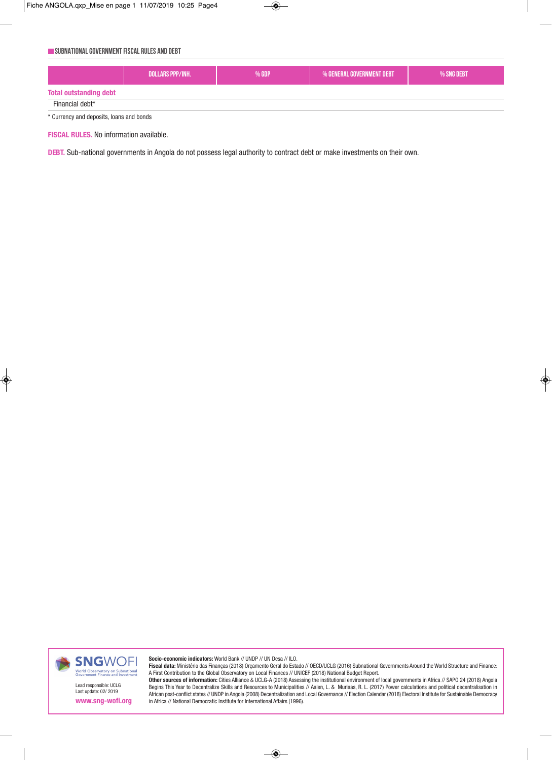## SUBNATIONAL GOVERNMENT FISCAL RULES AND DEBT

| | DOLLARS PPP/INH. | % GDP | % GENERAL GOVERNMENT DEBT | % SNG DEBT |
|---|---|---|---|---|
| **Total outstanding debt** | | | | |
| Financial debt* | | | | |

* Currency and deposits, loans and bonds

**FISCAL RULES.** No information available.

**DEBT.** Sub-national governments in Angola do not possess legal authority to contract debt or make investments on their own.

SNGWOFI
World Observatory on Subnational Government Finance and Investment

Lead responsible: UCLG
Last update: 02/ 2019

www.sng-wofi.org

**Socio-economic indicators:** World Bank // UNDP // UN Desa // ILO.
**Fiscal data:** Ministério das Finanças (2018) Orçamento Geral do Estado // OECD/UCLG (2016) Subnational Governments Around the World Structure and Finance: A First Contribution to the Global Observatory on Local Finances // UNICEF (2018) National Budget Report.
**Other sources of information:** Cities Alliance & UCLG-A (2018) Assessing the institutional environment of local governments in Africa // SAPO 24 (2018) Angola Begins This Year to Decentralize Skills and Resources to Municipalities // Aalen, L. & Muriaas, R. L. (2017) Power calculations and political decentralisation in African post-conflict states // UNDP in Angola (2008) Decentralization and Local Governance // Election Calendar (2018) Electoral Institute for Sustainable Democracy in Africa // National Democratic Institute for International Affairs (1996).